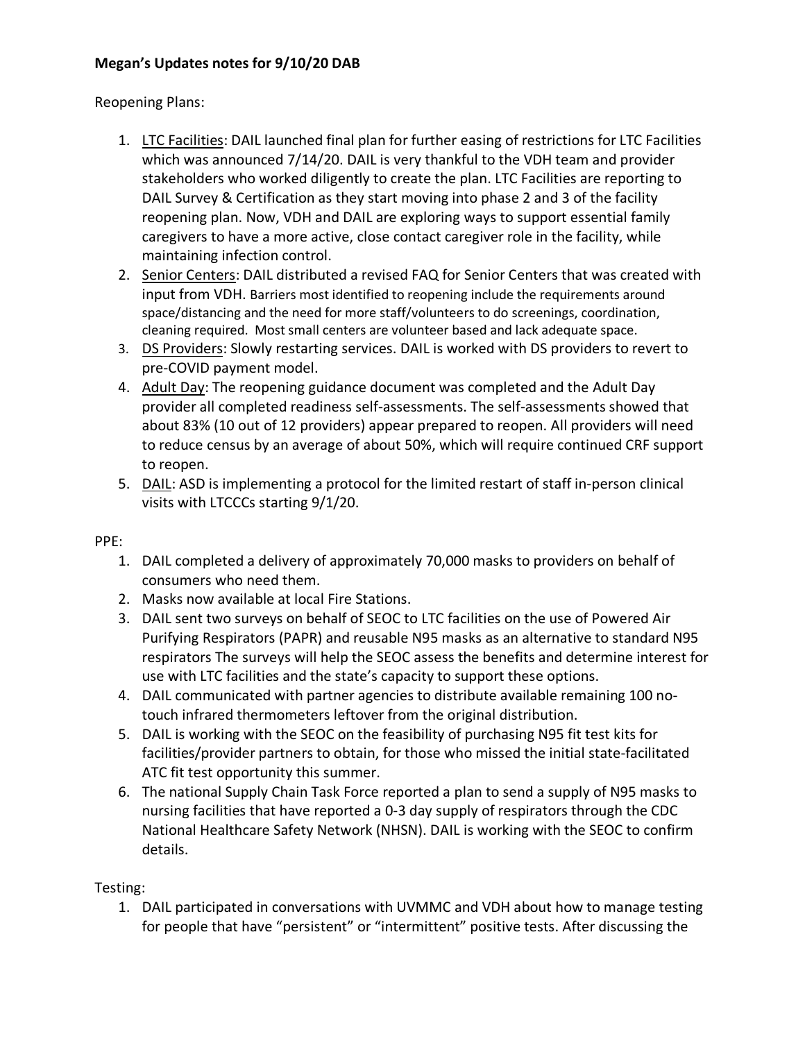**Megan's Updates notes for 9/10/20 DAB**

Reopening Plans:

1. LTC Facilities: DAIL launched final plan for further easing of restrictions for LTC Facilities which was announced 7/14/20. DAIL is very thankful to the VDH team and provider stakeholders who worked diligently to create the plan. LTC Facilities are reporting to DAIL Survey & Certification as they start moving into phase 2 and 3 of the facility reopening plan. Now, VDH and DAIL are exploring ways to support essential family caregivers to have a more active, close contact caregiver role in the facility, while maintaining infection control.
2. Senior Centers: DAIL distributed a revised FAQ for Senior Centers that was created with input from VDH. Barriers most identified to reopening include the requirements around space/distancing and the need for more staff/volunteers to do screenings, coordination, cleaning required. Most small centers are volunteer based and lack adequate space.
3. DS Providers: Slowly restarting services. DAIL is worked with DS providers to revert to pre-COVID payment model.
4. Adult Day: The reopening guidance document was completed and the Adult Day provider all completed readiness self-assessments. The self-assessments showed that about 83% (10 out of 12 providers) appear prepared to reopen. All providers will need to reduce census by an average of about 50%, which will require continued CRF support to reopen.
5. DAIL: ASD is implementing a protocol for the limited restart of staff in-person clinical visits with LTCCCs starting 9/1/20.

PPE:

1. DAIL completed a delivery of approximately 70,000 masks to providers on behalf of consumers who need them.
2. Masks now available at local Fire Stations.
3. DAIL sent two surveys on behalf of SEOC to LTC facilities on the use of Powered Air Purifying Respirators (PAPR) and reusable N95 masks as an alternative to standard N95 respirators The surveys will help the SEOC assess the benefits and determine interest for use with LTC facilities and the state's capacity to support these options.
4. DAIL communicated with partner agencies to distribute available remaining 100 no-touch infrared thermometers leftover from the original distribution.
5. DAIL is working with the SEOC on the feasibility of purchasing N95 fit test kits for facilities/provider partners to obtain, for those who missed the initial state-facilitated ATC fit test opportunity this summer.
6. The national Supply Chain Task Force reported a plan to send a supply of N95 masks to nursing facilities that have reported a 0-3 day supply of respirators through the CDC National Healthcare Safety Network (NHSN). DAIL is working with the SEOC to confirm details.

Testing:

1. DAIL participated in conversations with UVMMC and VDH about how to manage testing for people that have "persistent" or "intermittent" positive tests. After discussing the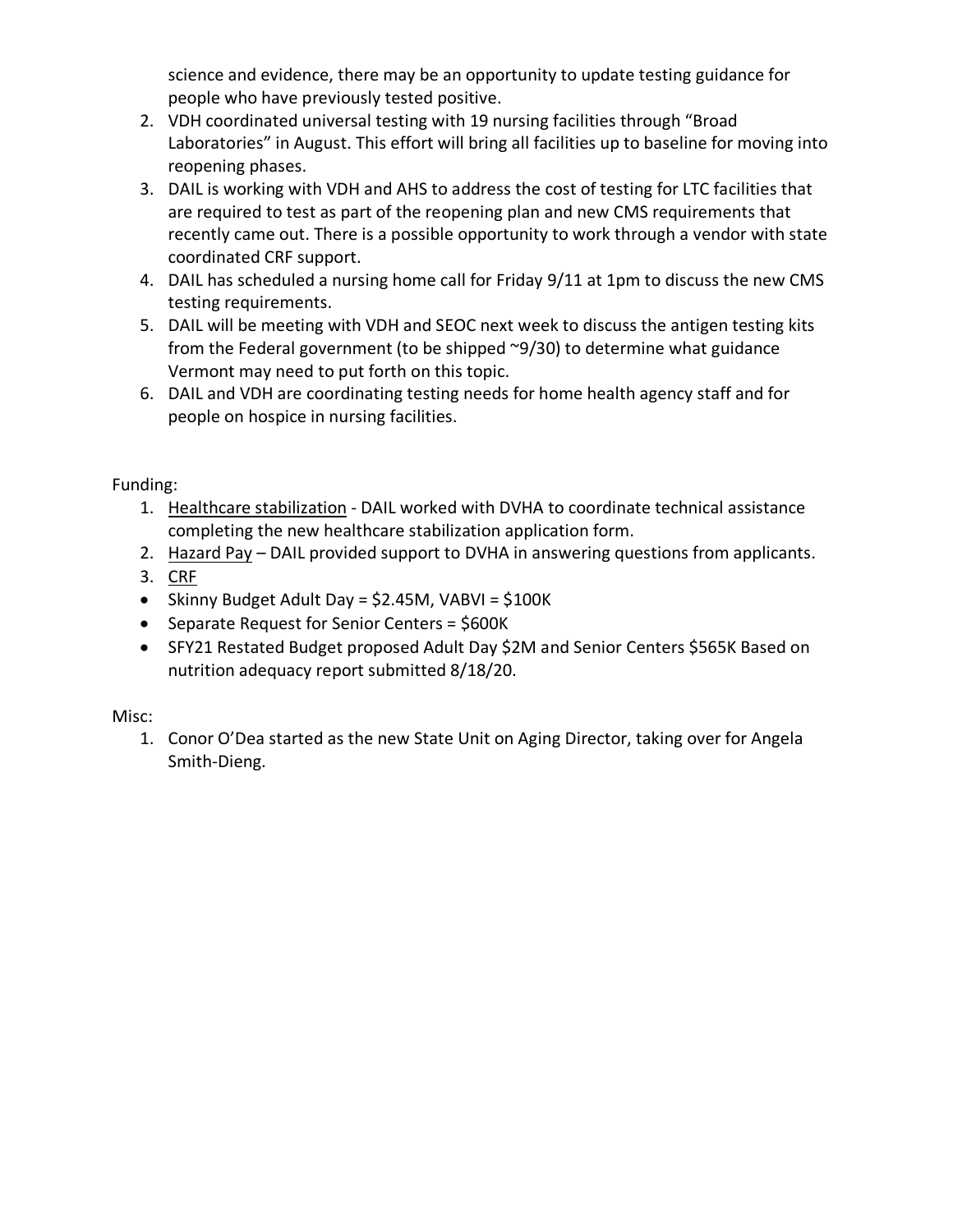science and evidence, there may be an opportunity to update testing guidance for people who have previously tested positive.

2. VDH coordinated universal testing with 19 nursing facilities through "Broad Laboratories" in August. This effort will bring all facilities up to baseline for moving into reopening phases.
3. DAIL is working with VDH and AHS to address the cost of testing for LTC facilities that are required to test as part of the reopening plan and new CMS requirements that recently came out. There is a possible opportunity to work through a vendor with state coordinated CRF support.
4. DAIL has scheduled a nursing home call for Friday 9/11 at 1pm to discuss the new CMS testing requirements.
5. DAIL will be meeting with VDH and SEOC next week to discuss the antigen testing kits from the Federal government (to be shipped ~9/30) to determine what guidance Vermont may need to put forth on this topic.
6. DAIL and VDH are coordinating testing needs for home health agency staff and for people on hospice in nursing facilities.

Funding:

1. Healthcare stabilization - DAIL worked with DVHA to coordinate technical assistance completing the new healthcare stabilization application form.
2. Hazard Pay – DAIL provided support to DVHA in answering questions from applicants.
3. CRF

- Skinny Budget Adult Day = $2.45M, VABVI = $100K
- Separate Request for Senior Centers = $600K
- SFY21 Restated Budget proposed Adult Day $2M and Senior Centers $565K Based on nutrition adequacy report submitted 8/18/20.

Misc:

1. Conor O'Dea started as the new State Unit on Aging Director, taking over for Angela Smith-Dieng.